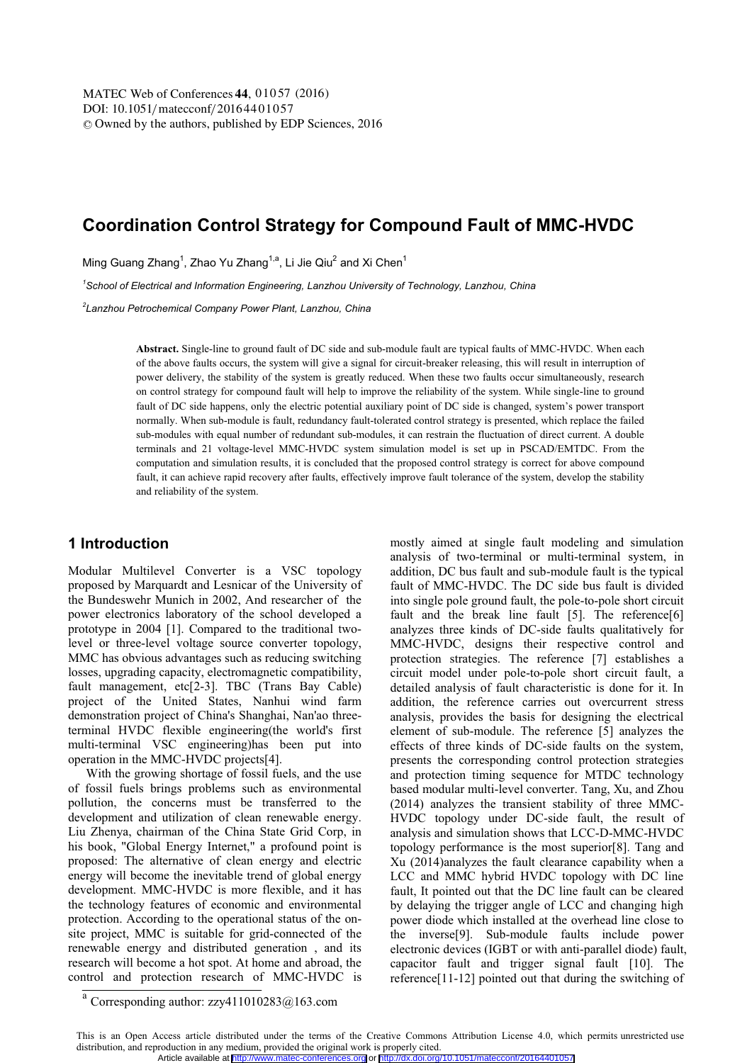# Coordination Control Strategy for Compound Fault of MMC-HVDC

Ming Guang Zhang[1], Zhao Yu Zhang[1,a], Li Jie Qiu[2] and Xi Chen[1]

[1]*School of Electrical and Information Engineering, Lanzhou University of Technology, Lanzhou, China*

[2]*Lanzhou Petrochemical Company Power Plant, Lanzhou, China*

**Abstract.** Single-line to ground fault of DC side and sub-module fault are typical faults of MMC-HVDC. When each of the above faults occurs, the system will give a signal for circuit-breaker releasing, this will result in interruption of power delivery, the stability of the system is greatly reduced. When these two faults occur simultaneously, research on control strategy for compound fault will help to improve the reliability of the system. While single-line to ground fault of DC side happens, only the electric potential auxiliary point of DC side is changed, system's power transport normally. When sub-module is fault, redundancy fault-tolerated control strategy is presented, which replace the failed sub-modules with equal number of redundant sub-modules, it can restrain the fluctuation of direct current. A double terminals and 21 voltage-level MMC-HVDC system simulation model is set up in PSCAD/EMTDC. From the computation and simulation results, it is concluded that the proposed control strategy is correct for above compound fault, it can achieve rapid recovery after faults, effectively improve fault tolerance of the system, develop the stability and reliability of the system.

## 1 Introduction

Modular Multilevel Converter is a VSC topology proposed by Marquardt and Lesnicar of the University of the Bundeswehr Munich in 2002, And researcher of the power electronics laboratory of the school developed a prototype in 2004 [1]. Compared to the traditional two-level or three-level voltage source converter topology, MMC has obvious advantages such as reducing switching losses, upgrading capacity, electromagnetic compatibility, fault management, etc[2-3]. TBC (Trans Bay Cable) project of the United States, Nanhui wind farm demonstration project of China's Shanghai, Nan'ao three-terminal HVDC flexible engineering(the world's first multi-terminal VSC engineering)has been put into operation in the MMC-HVDC projects[4].

With the growing shortage of fossil fuels, and the use of fossil fuels brings problems such as environmental pollution, the concerns must be transferred to the development and utilization of clean renewable energy. Liu Zhenya, chairman of the China State Grid Corp, in his book, "Global Energy Internet," a profound point is proposed: The alternative of clean energy and electric energy will become the inevitable trend of global energy development. MMC-HVDC is more flexible, and it has the technology features of economic and environmental protection. According to the operational status of the on-site project, MMC is suitable for grid-connected of the renewable energy and distributed generation , and its research will become a hot spot. At home and abroad, the control and protection research of MMC-HVDC is mostly aimed at single fault modeling and simulation analysis of two-terminal or multi-terminal system, in addition, DC bus fault and sub-module fault is the typical fault of MMC-HVDC. The DC side bus fault is divided into single pole ground fault, the pole-to-pole short circuit fault and the break line fault [5]. The reference[6] analyzes three kinds of DC-side faults qualitatively for MMC-HVDC, designs their respective control and protection strategies. The reference [7] establishes a circuit model under pole-to-pole short circuit fault, a detailed analysis of fault characteristic is done for it. In addition, the reference carries out overcurrent stress analysis, provides the basis for designing the electrical element of sub-module. The reference [5] analyzes the effects of three kinds of DC-side faults on the system, presents the corresponding control protection strategies and protection timing sequence for MTDC technology based modular multi-level converter. Tang, Xu, and Zhou (2014) analyzes the transient stability of three MMC-HVDC topology under DC-side fault, the result of analysis and simulation shows that LCC-D-MMC-HVDC topology performance is the most superior[8]. Tang and Xu (2014)analyzes the fault clearance capability when a LCC and MMC hybrid HVDC topology with DC line fault, It pointed out that the DC line fault can be cleared by delaying the trigger angle of LCC and changing high power diode which installed at the overhead line close to the inverse[9]. Sub-module faults include power electronic devices (IGBT or with anti-parallel diode) fault, capacitor fault and trigger signal fault [10]. The reference[11-12] pointed out that during the switching of

[a] Corresponding author: zzy411010283@163.com

This is an Open Access article distributed under the terms of the Creative Commons Attribution License 4.0, which permits unrestricted use distribution, and reproduction in any medium, provided the original work is properly cited.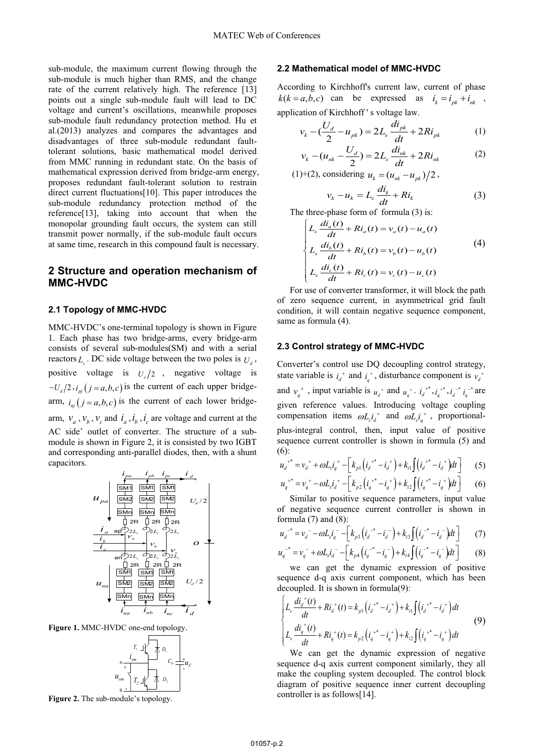sub-module, the maximum current flowing through the sub-module is much higher than RMS, and the change rate of the current relatively high. The reference [13] points out a single sub-module fault will lead to DC voltage and current's oscillations, meanwhile proposes sub-module fault redundancy protection method. Hu et al.(2013) analyzes and compares the advantages and disadvantages of three sub-module redundant fault-tolerant solutions, basic mathematical model derived from MMC running in redundant state. On the basis of mathematical expression derived from bridge-arm energy, proposes redundant fault-tolerant solution to restrain direct current fluctuations[10]. This paper introduces the sub-module redundancy protection method of the reference[13], taking into account that when the monopolar grounding fault occurs, the system can still transmit power normally, if the sub-module fault occurs at same time, research in this compound fault is necessary.

## 2 Structure and operation mechanism of MMC-HVDC

### 2.1 Topology of MMC-HVDC

MMC-HVDC's one-terminal topology is shown in Figure 1. Each phase has two bridge-arms, every bridge-arm consists of several sub-modules(SM) and with a serial reactors $L_s$. DC side voltage between the two poles is $U_d$, positive voltage is $U_d/2$, negative voltage is $-U_d/2$, $i_{pj}\left(j=a,b,c\right)$ is the current of each upper bridge-arm, $i_{nj}\left(j=a,b,c\right)$ is the current of each lower bridge-arm, $v_a$, $v_b$, $v_c$ and $i_a$, $i_b$, $i_c$ are voltage and current at the AC side' outlet of converter. The structure of a sub-module is shown in Figure 2, it is consisted by two IGBT and corresponding anti-parallel diodes, then, with a shunt capacitors.

**Figure 1.** MMC-HVDC one-end topology.

**Figure 2.** The sub-module's topology.

### 2.2 Mathematical model of MMC-HVDC

According to Kirchhoff's current law, current of phase $k(k=a,b,c)$ can be expressed as $i_k = i_{pk} + i_{nk}$, application of Kirchhoff ' s voltage law.

$$v_k - \left(\frac{U_d}{2} - u_{pk}\right) = 2L_s\frac{di_{pk}}{dt} + 2Ri_{pk} \tag{1}$$

$$v_k - \left(u_{nk} - \frac{U_d}{2}\right) = 2L_s\frac{di_{nk}}{dt} + 2Ri_{nk} \tag{2}$$

(1)+(2), considering $u_k = (u_{nk} - u_{pk})/2$,

$$v_k - u_k = L_s\frac{di_k}{dt} + Ri_k \tag{3}$$

The three-phase form of formula (3) is:

$$\begin{cases} L_s\dfrac{di_a(t)}{dt} + Ri_a(t) = v_a(t) - u_a(t) \\ L_s\dfrac{di_b(t)}{dt} + Ri_b(t) = v_b(t) - u_b(t) \\ L_s\dfrac{di_c(t)}{dt} + Ri_c(t) = v_c(t) - u_c(t) \end{cases} \tag{4}$$

For use of converter transformer, it will block the path of zero sequence current, in asymmetrical grid fault condition, it will contain negative sequence component, same as formula (4).

### 2.3 Control strategy of MMC-HVDC

Converter's control use DQ decoupling control strategy, state variable is $i_d^+$ and $i_q^+$, disturbance component is $v_d^+$ and $v_q^+$, input variable is $u_d^+$ and $u_q^+$. $i_d^{+*}, i_q^{+*}, i_d^{-*}$ $i_q^{-*}$ are given reference values. Introducing voltage coupling compensation items $\omega L_s i_d^+$ and $\omega L_s i_q^+$, proportional-plus-integral control, then, input value of positive sequence current controller is shown in formula (5) and (6):

$$u_d^{+*} = v_d^+ + \omega L_s i_q^+ - \left[k_{p1}\left(i_d^{+*} - i_d^+\right) + k_{i1}\int\left(i_d^{+*} - i_d^+\right)dt\right] \tag{5}$$

$$u_q^{+*} = v_q^+ - \omega L_s i_d^+ - \left[k_{p2}\left(i_q^{+*} - i_q^+\right) + k_{i2}\int\left(i_q^{+*} - i_q^+\right)dt\right] \tag{6}$$

Similar to positive sequence parameters, input value of negative sequence current controller is shown in formula (7) and (8):

$$u_d^{-*} = v_d^- - \omega L_s i_q^- - \left[k_{p3}\left(i_d^{-*} - i_d^-\right) + k_{i3}\int\left(i_d^{-*} - i_d^-\right)dt\right] \tag{7}$$

$$u_q^{-*} = v_q^- + \omega L_s i_d^- - \left[k_{p4}\left(i_q^{-*} - i_q^-\right) + k_{i4}\int\left(i_q^{-*} - i_q^-\right)dt\right] \tag{8}$$

we can get the dynamic expression of positive sequence d-q axis current component, which has been decoupled. It is shown in formula(9):

$$\begin{cases} L_s\dfrac{di_d^+(t)}{dt} + Ri_d^+(t) = k_{p1}\left(i_d^{+*} - i_d^+\right) + k_{i1}\int\left(i_d^{+*} - i_d^+\right)dt \\ L_s\dfrac{di_q^+(t)}{dt} + Ri_q^+(t) = k_{p2}\left(i_q^{+*} - i_q^+\right) + k_{i2}\int\left(i_q^{+*} - i_q^+\right)dt \end{cases} \tag{9}$$

We can get the dynamic expression of negative sequence d-q axis current component similarly, they all make the coupling system decoupled. The control block diagram of positive sequence inner current decoupling controller is as follows[14].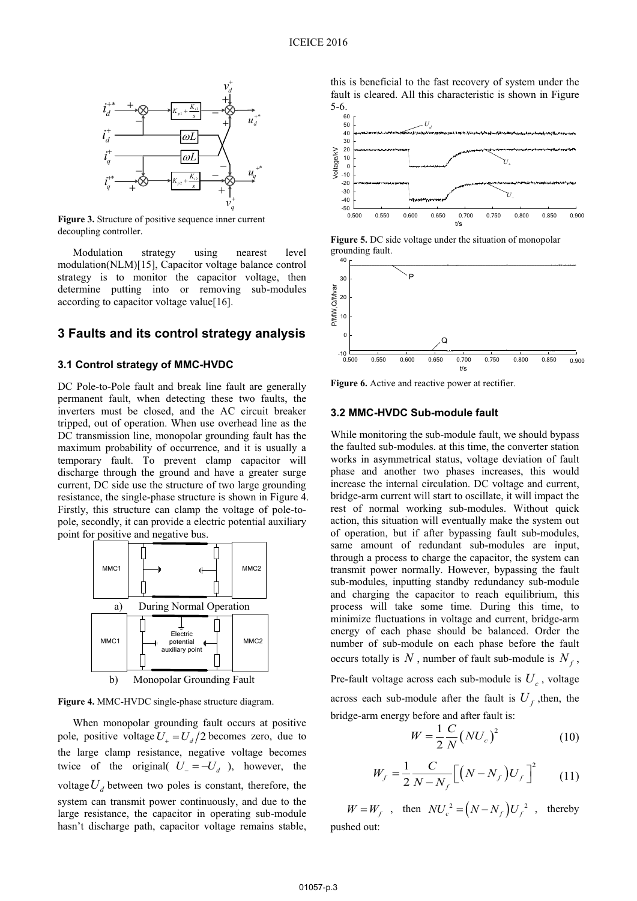**Figure 3.** Structure of positive sequence inner current decoupling controller.

Modulation strategy using nearest level modulation(NLM)[15], Capacitor voltage balance control strategy is to monitor the capacitor voltage, then determine putting into or removing sub-modules according to capacitor voltage value[16].

## 3 Faults and its control strategy analysis

### 3.1 Control strategy of MMC-HVDC

DC Pole-to-Pole fault and break line fault are generally permanent fault, when detecting these two faults, the inverters must be closed, and the AC circuit breaker tripped, out of operation. When use overhead line as the DC transmission line, monopolar grounding fault has the maximum probability of occurrence, and it is usually a temporary fault. To prevent clamp capacitor will discharge through the ground and have a greater surge current, DC side use the structure of two large grounding resistance, the single-phase structure is shown in Figure 4. Firstly, this structure can clamp the voltage of pole-to-pole, secondly, it can provide a electric potential auxiliary point for positive and negative bus.

a) During Normal Operation

b) Monopolar Grounding Fault

**Figure 4.** MMC-HVDC single-phase structure diagram.

When monopolar grounding fault occurs at positive pole, positive voltage $U_+ = U_d/2$ becomes zero, due to the large clamp resistance, negative voltage becomes twice of the original( $U_- = -U_d$ ), however, the voltage $U_d$ between two poles is constant, therefore, the system can transmit power continuously, and due to the large resistance, the capacitor in operating sub-module hasn't discharge path, capacitor voltage remains stable, this is beneficial to the fast recovery of system under the fault is cleared. All this characteristic is shown in Figure 5-6.

**Figure 5.** DC side voltage under the situation of monopolar grounding fault.

**Figure 6.** Active and reactive power at rectifier.

### 3.2 MMC-HVDC Sub-module fault

While monitoring the sub-module fault, we should bypass the faulted sub-modules. at this time, the converter station works in asymmetrical status, voltage deviation of fault phase and another two phases increases, this would increase the internal circulation. DC voltage and current, bridge-arm current will start to oscillate, it will impact the rest of normal working sub-modules. Without quick action, this situation will eventually make the system out of operation, but if after bypassing fault sub-modules, same amount of redundant sub-modules are input, through a process to charge the capacitor, the system can transmit power normally. However, bypassing the fault sub-modules, inputting standby redundancy sub-module and charging the capacitor to reach equilibrium, this process will take some time. During this time, to minimize fluctuations in voltage and current, bridge-arm energy of each phase should be balanced. Order the number of sub-module on each phase before the fault occurs totally is $N$, number of fault sub-module is $N_f$, Pre-fault voltage across each sub-module is $U_c$, voltage across each sub-module after the fault is $U_f$, then, the bridge-arm energy before and after fault is:

$$W = \frac{1}{2}\frac{C}{N}\left(NU_c\right)^2 \tag{10}$$

$$W_f = \frac{1}{2}\frac{C}{N-N_f}\left[\left(N-N_f\right)U_f\right]^2 \tag{11}$$

$W = W_f$, then $NU_c^{\,2} = \left(N-N_f\right)U_f^{\,2}$, thereby pushed out: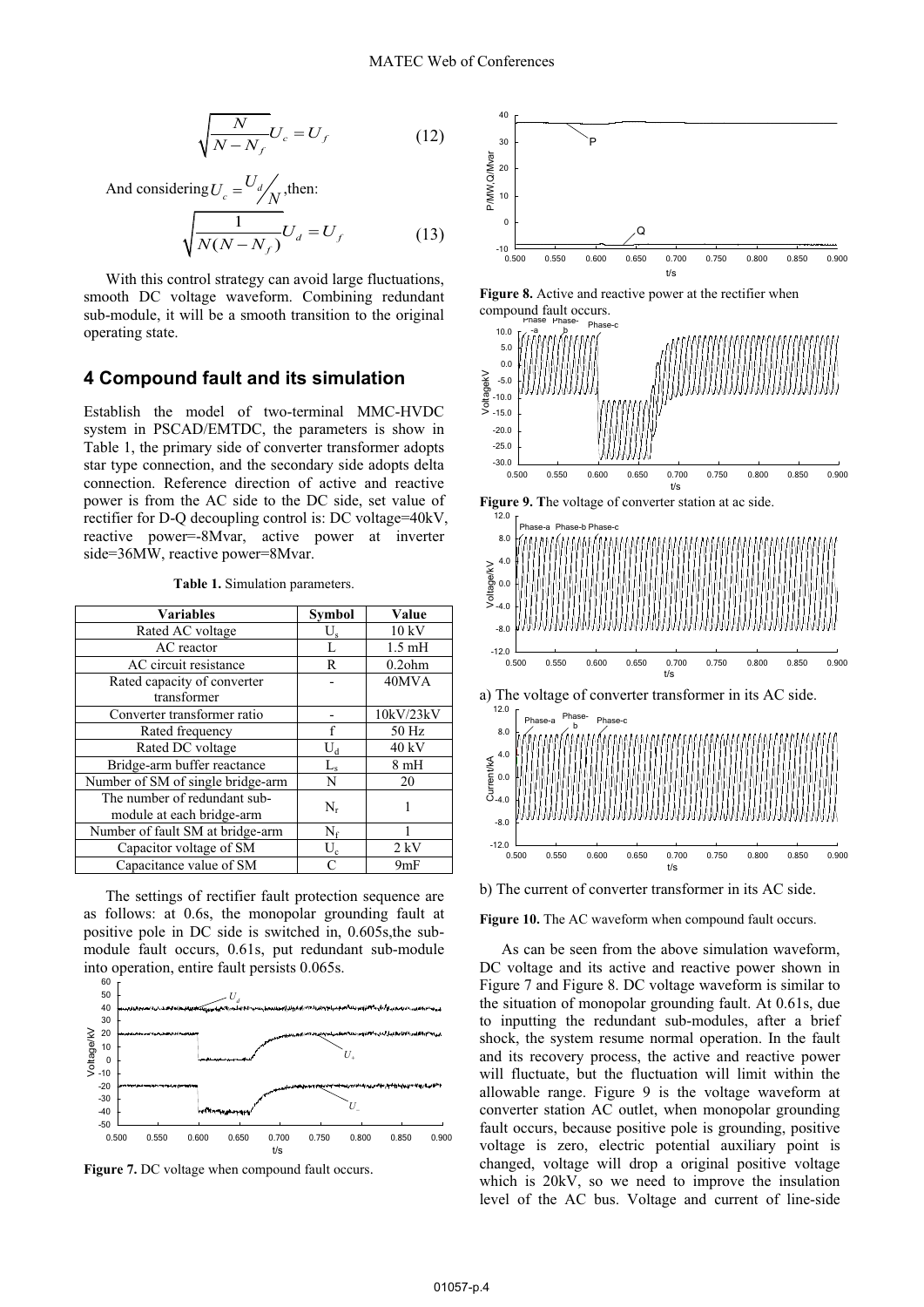$$\sqrt{\frac{N}{N-N_f}}U_c = U_f \tag{12}$$

And considering $U_c = U_d / N$, then:

$$\sqrt{\frac{1}{N(N-N_f)}}U_d = U_f \tag{13}$$

With this control strategy can avoid large fluctuations, smooth DC voltage waveform. Combining redundant sub-module, it will be a smooth transition to the original operating state.

## 4 Compound fault and its simulation

Establish the model of two-terminal MMC-HVDC system in PSCAD/EMTDC, the parameters is show in Table 1, the primary side of converter transformer adopts star type connection, and the secondary side adopts delta connection. Reference direction of active and reactive power is from the AC side to the DC side, set value of rectifier for D-Q decoupling control is: DC voltage=40kV, reactive power=-8Mvar, active power at inverter side=36MW, reactive power=8Mvar.

**Table 1.** Simulation parameters.

| Variables | Symbol | Value |
|---|---|---|
| Rated AC voltage | $U_s$ | 10 kV |
| AC reactor | L | 1.5 mH |
| AC circuit resistance | R | 0.2ohm |
| Rated capacity of converter transformer | - | 40MVA |
| Converter transformer ratio | - | 10kV/23kV |
| Rated frequency | f | 50 Hz |
| Rated DC voltage | $U_d$ | 40 kV |
| Bridge-arm buffer reactance | $L_s$ | 8 mH |
| Number of SM of single bridge-arm | N | 20 |
| The number of redundant sub-module at each bridge-arm | $N_r$ | 1 |
| Number of fault SM at bridge-arm | $N_f$ | 1 |
| Capacitor voltage of SM | $U_c$ | 2 kV |
| Capacitance value of SM | C | 9mF |

The settings of rectifier fault protection sequence are as follows: at 0.6s, the monopolar grounding fault at positive pole in DC side is switched in, 0.605s,the sub-module fault occurs, 0.61s, put redundant sub-module into operation, entire fault persists 0.065s.

**Figure 7.** DC voltage when compound fault occurs.

**Figure 8.** Active and reactive power at the rectifier when compound fault occurs.

**Figure 9. T**he voltage of converter station at ac side.

a) The voltage of converter transformer in its AC side.

b) The current of converter transformer in its AC side.

**Figure 10.** The AC waveform when compound fault occurs.

As can be seen from the above simulation waveform, DC voltage and its active and reactive power shown in Figure 7 and Figure 8. DC voltage waveform is similar to the situation of monopolar grounding fault. At 0.61s, due to inputting the redundant sub-modules, after a brief shock, the system resume normal operation. In the fault and its recovery process, the active and reactive power will fluctuate, but the fluctuation will limit within the allowable range. Figure 9 is the voltage waveform at converter station AC outlet, when monopolar grounding fault occurs, because positive pole is grounding, positive voltage is zero, electric potential auxiliary point is changed, voltage will drop a original positive voltage which is 20kV, so we need to improve the insulation level of the AC bus. Voltage and current of line-side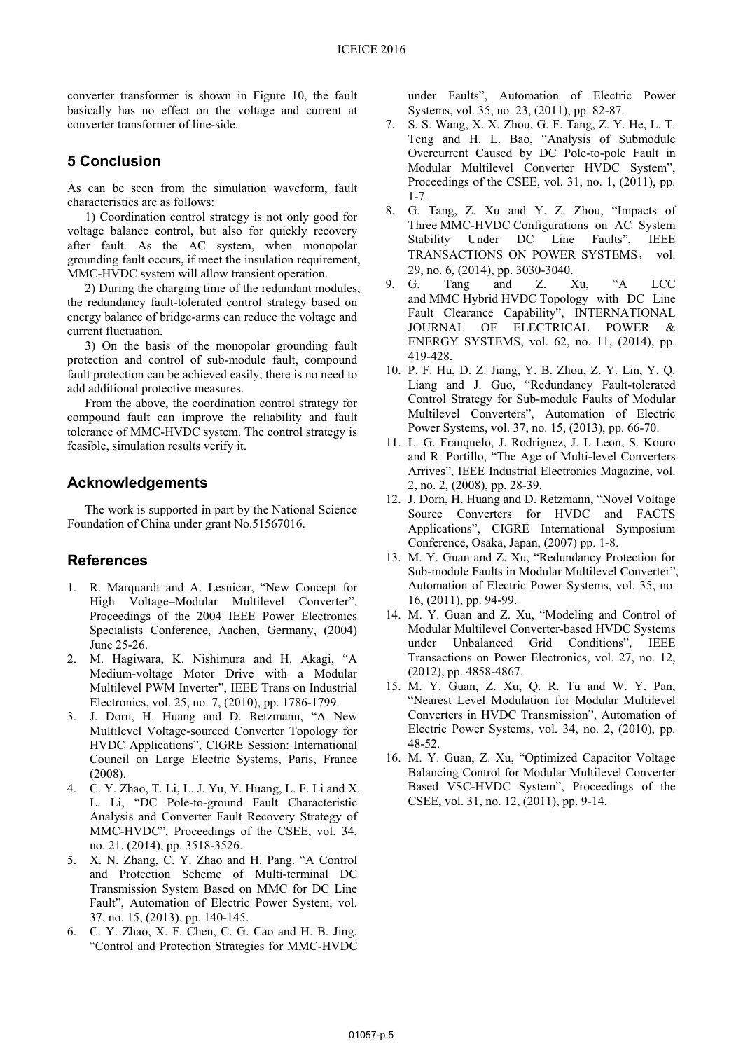converter transformer is shown in Figure 10, the fault basically has no effect on the voltage and current at converter transformer of line-side.

## 5 Conclusion

As can be seen from the simulation waveform, fault characteristics are as follows:

1) Coordination control strategy is not only good for voltage balance control, but also for quickly recovery after fault. As the AC system, when monopolar grounding fault occurs, if meet the insulation requirement, MMC-HVDC system will allow transient operation.

2) During the charging time of the redundant modules, the redundancy fault-tolerated control strategy based on energy balance of bridge-arms can reduce the voltage and current fluctuation.

3) On the basis of the monopolar grounding fault protection and control of sub-module fault, compound fault protection can be achieved easily, there is no need to add additional protective measures.

From the above, the coordination control strategy for compound fault can improve the reliability and fault tolerance of MMC-HVDC system. The control strategy is feasible, simulation results verify it.

## Acknowledgements

The work is supported in part by the National Science Foundation of China under grant No.51567016.

## References

1. R. Marquardt and A. Lesnicar, "New Concept for High Voltage–Modular Multilevel Converter", Proceedings of the 2004 IEEE Power Electronics Specialists Conference, Aachen, Germany, (2004) June 25-26.
2. M. Hagiwara, K. Nishimura and H. Akagi, "A Medium-voltage Motor Drive with a Modular Multilevel PWM Inverter", IEEE Trans on Industrial Electronics, vol. 25, no. 7, (2010), pp. 1786-1799.
3. J. Dorn, H. Huang and D. Retzmann, "A New Multilevel Voltage-sourced Converter Topology for HVDC Applications", CIGRE Session: International Council on Large Electric Systems, Paris, France (2008).
4. C. Y. Zhao, T. Li, L. J. Yu, Y. Huang, L. F. Li and X. L. Li, "DC Pole-to-ground Fault Characteristic Analysis and Converter Fault Recovery Strategy of MMC-HVDC", Proceedings of the CSEE, vol. 34, no. 21, (2014), pp. 3518-3526.
5. X. N. Zhang, C. Y. Zhao and H. Pang. "A Control and Protection Scheme of Multi-terminal DC Transmission System Based on MMC for DC Line Fault", Automation of Electric Power System, vol. 37, no. 15, (2013), pp. 140-145.
6. C. Y. Zhao, X. F. Chen, C. G. Cao and H. B. Jing, "Control and Protection Strategies for MMC-HVDC under Faults", Automation of Electric Power Systems, vol. 35, no. 23, (2011), pp. 82-87.
7. S. S. Wang, X. X. Zhou, G. F. Tang, Z. Y. He, L. T. Teng and H. L. Bao, "Analysis of Submodule Overcurrent Caused by DC Pole-to-pole Fault in Modular Multilevel Converter HVDC System", Proceedings of the CSEE, vol. 31, no. 1, (2011), pp. 1-7.
8. G. Tang, Z. Xu and Y. Z. Zhou, "Impacts of Three MMC-HVDC Configurations on AC System Stability Under DC Line Faults", IEEE TRANSACTIONS ON POWER SYSTEMS, vol. 29, no. 6, (2014), pp. 3030-3040.
9. G. Tang and Z. Xu, "A LCC and MMC Hybrid HVDC Topology with DC Line Fault Clearance Capability", INTERNATIONAL JOURNAL OF ELECTRICAL POWER & ENERGY SYSTEMS, vol. 62, no. 11, (2014), pp. 419-428.
10. P. F. Hu, D. Z. Jiang, Y. B. Zhou, Z. Y. Lin, Y. Q. Liang and J. Guo, "Redundancy Fault-tolerated Control Strategy for Sub-module Faults of Modular Multilevel Converters", Automation of Electric Power Systems, vol. 37, no. 15, (2013), pp. 66-70.
11. L. G. Franquelo, J. Rodriguez, J. I. Leon, S. Kouro and R. Portillo, "The Age of Multi-level Converters Arrives", IEEE Industrial Electronics Magazine, vol. 2, no. 2, (2008), pp. 28-39.
12. J. Dorn, H. Huang and D. Retzmann, "Novel Voltage Source Converters for HVDC and FACTS Applications", CIGRE International Symposium Conference, Osaka, Japan, (2007) pp. 1-8.
13. M. Y. Guan and Z. Xu, "Redundancy Protection for Sub-module Faults in Modular Multilevel Converter", Automation of Electric Power Systems, vol. 35, no. 16, (2011), pp. 94-99.
14. M. Y. Guan and Z. Xu, "Modeling and Control of Modular Multilevel Converter-based HVDC Systems under Unbalanced Grid Conditions", IEEE Transactions on Power Electronics, vol. 27, no. 12, (2012), pp. 4858-4867.
15. M. Y. Guan, Z. Xu, Q. R. Tu and W. Y. Pan, "Nearest Level Modulation for Modular Multilevel Converters in HVDC Transmission", Automation of Electric Power Systems, vol. 34, no. 2, (2010), pp. 48-52.
16. M. Y. Guan, Z. Xu, "Optimized Capacitor Voltage Balancing Control for Modular Multilevel Converter Based VSC-HVDC System", Proceedings of the CSEE, vol. 31, no. 12, (2011), pp. 9-14.